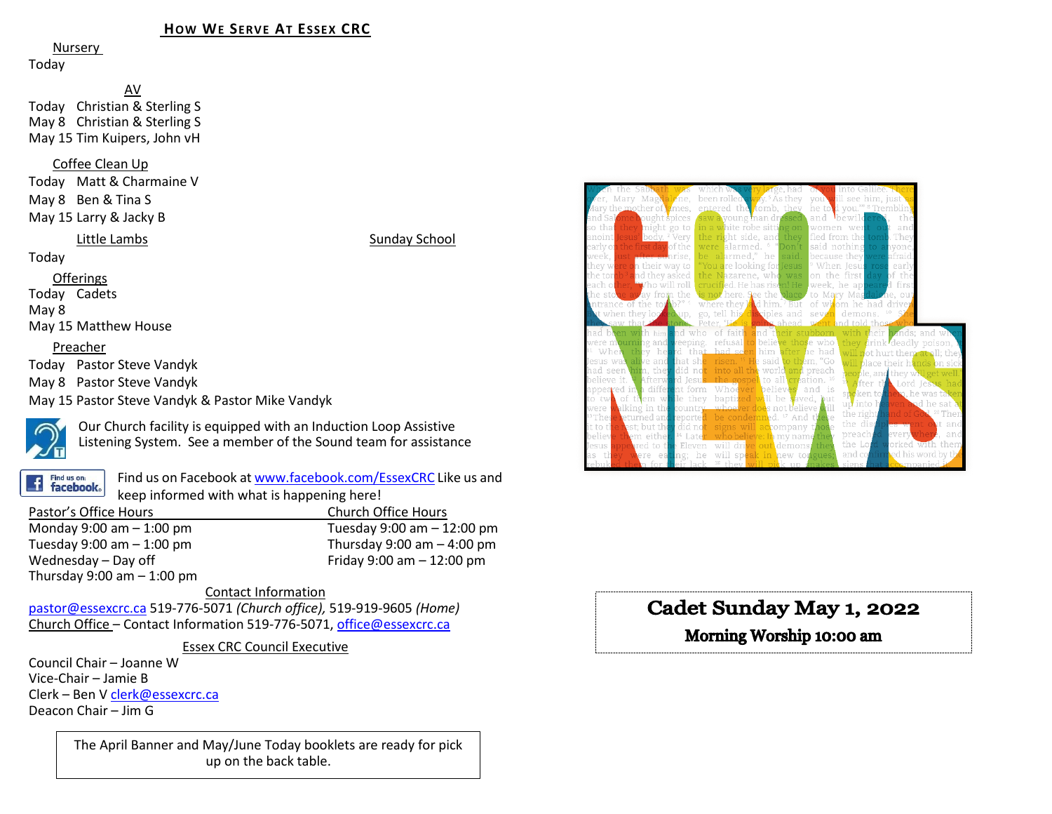## How We Serve At Essex CRC

Nursery
Today

AV
Today Christian & Sterling S
May 8 Christian & Sterling S
May 15 Tim Kuipers, John vH

Coffee Clean Up
Today Matt & Charmaine V
May 8 Ben & Tina S
May 15 Larry & Jacky B

Little Lambs
Today

Sunday School

Offerings
Today Cadets
May 8
May 15 Matthew House

Preacher
Today Pastor Steve Vandyk
May 8 Pastor Steve Vandyk
May 15 Pastor Steve Vandyk & Pastor Mike Vandyk

Our Church facility is equipped with an Induction Loop Assistive Listening System. See a member of the Sound team for assistance

Find us on Facebook at www.facebook.com/EssexCRC Like us and keep informed with what is happening here!

| Pastor's Office Hours | Church Office Hours |
|---|---|
| Monday 9:00 am – 1:00 pm | Tuesday 9:00 am – 12:00 pm |
| Tuesday 9:00 am – 1:00 pm | Thursday 9:00 am – 4:00 pm |
| Wednesday – Day off | Friday 9:00 am – 12:00 pm |
| Thursday 9:00 am – 1:00 pm | |

Contact Information

pastor@essexcrc.ca 519-776-5071 *(Church office)*, 519-919-9605 *(Home)*
Church Office – Contact Information 519-776-5071, office@essexcrc.ca

Essex CRC Council Executive

Council Chair – Joanne W
Vice-Chair – Jamie B
Clerk – Ben V clerk@essexcrc.ca
Deacon Chair – Jim G

The April Banner and May/June Today booklets are ready for pick up on the back table.

# Cadet Sunday May 1, 2022

**Morning Worship 10:00 am**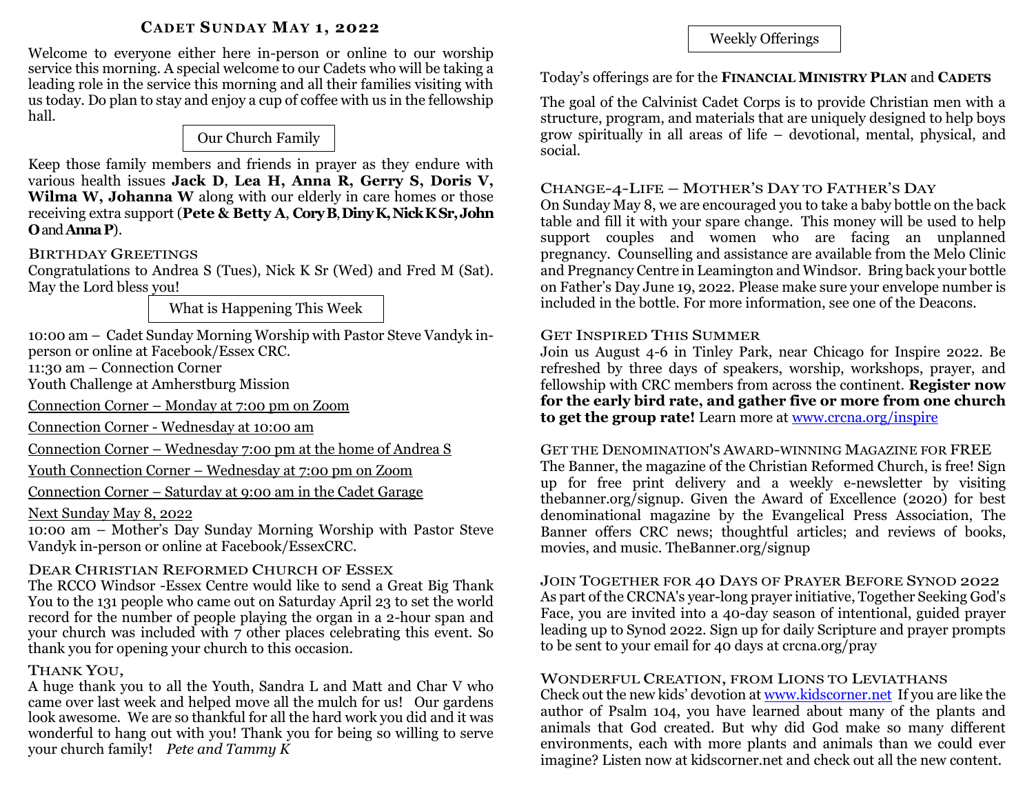## Cadet Sunday May 1, 2022

Welcome to everyone either here in-person or online to our worship service this morning. A special welcome to our Cadets who will be taking a leading role in the service this morning and all their families visiting with us today. Do plan to stay and enjoy a cup of coffee with us in the fellowship hall.

### Our Church Family

Keep those family members and friends in prayer as they endure with various health issues **Jack D**, **Lea H, Anna R, Gerry S, Doris V, Wilma W, Johanna W** along with our elderly in care homes or those receiving extra support (**Pete & Betty A**, **Cory B**, **Diny K, Nick K Sr, John O** and **Anna P**).

### Birthday Greetings

Congratulations to Andrea S (Tues), Nick K Sr (Wed) and Fred M (Sat). May the Lord bless you!

### What is Happening This Week

10:00 am – Cadet Sunday Morning Worship with Pastor Steve Vandyk in-person or online at Facebook/Essex CRC.

11:30 am – Connection Corner

Youth Challenge at Amherstburg Mission

Connection Corner – Monday at 7:00 pm on Zoom

Connection Corner - Wednesday at 10:00 am

Connection Corner – Wednesday 7:00 pm at the home of Andrea S

Youth Connection Corner – Wednesday at 7:00 pm on Zoom

Connection Corner – Saturday at 9:00 am in the Cadet Garage

Next Sunday May 8, 2022

10:00 am – Mother's Day Sunday Morning Worship with Pastor Steve Vandyk in-person or online at Facebook/EssexCRC.

### Dear Christian Reformed Church of Essex

The RCCO Windsor -Essex Centre would like to send a Great Big Thank You to the 131 people who came out on Saturday April 23 to set the world record for the number of people playing the organ in a 2-hour span and your church was included with 7 other places celebrating this event. So thank you for opening your church to this occasion.

### Thank You,

A huge thank you to all the Youth, Sandra L and Matt and Char V who came over last week and helped move all the mulch for us! Our gardens look awesome. We are so thankful for all the hard work you did and it was wonderful to hang out with you! Thank you for being so willing to serve your church family! *Pete and Tammy K*

### Weekly Offerings

Today's offerings are for the **Financial Ministry Plan** and **Cadets**

The goal of the Calvinist Cadet Corps is to provide Christian men with a structure, program, and materials that are uniquely designed to help boys grow spiritually in all areas of life – devotional, mental, physical, and social.

### Change-4-Life – Mother's Day to Father's Day

On Sunday May 8, we are encouraged you to take a baby bottle on the back table and fill it with your spare change. This money will be used to help support couples and women who are facing an unplanned pregnancy. Counselling and assistance are available from the Melo Clinic and Pregnancy Centre in Leamington and Windsor. Bring back your bottle on Father's Day June 19, 2022. Please make sure your envelope number is included in the bottle. For more information, see one of the Deacons.

### Get Inspired This Summer

Join us August 4-6 in Tinley Park, near Chicago for Inspire 2022. Be refreshed by three days of speakers, worship, workshops, prayer, and fellowship with CRC members from across the continent. **Register now for the early bird rate, and gather five or more from one church to get the group rate!** Learn more at www.crcna.org/inspire

### Get the Denomination's Award-winning Magazine for FREE

The Banner, the magazine of the Christian Reformed Church, is free! Sign up for free print delivery and a weekly e-newsletter by visiting thebanner.org/signup. Given the Award of Excellence (2020) for best denominational magazine by the Evangelical Press Association, The Banner offers CRC news; thoughtful articles; and reviews of books, movies, and music. TheBanner.org/signup

### Join Together for 40 Days of Prayer Before Synod 2022

As part of the CRCNA's year-long prayer initiative, Together Seeking God's Face, you are invited into a 40-day season of intentional, guided prayer leading up to Synod 2022. Sign up for daily Scripture and prayer prompts to be sent to your email for 40 days at crcna.org/pray

### Wonderful Creation, from Lions to Leviathans

Check out the new kids' devotion at www.kidscorner.net If you are like the author of Psalm 104, you have learned about many of the plants and animals that God created. But why did God make so many different environments, each with more plants and animals than we could ever imagine? Listen now at kidscorner.net and check out all the new content.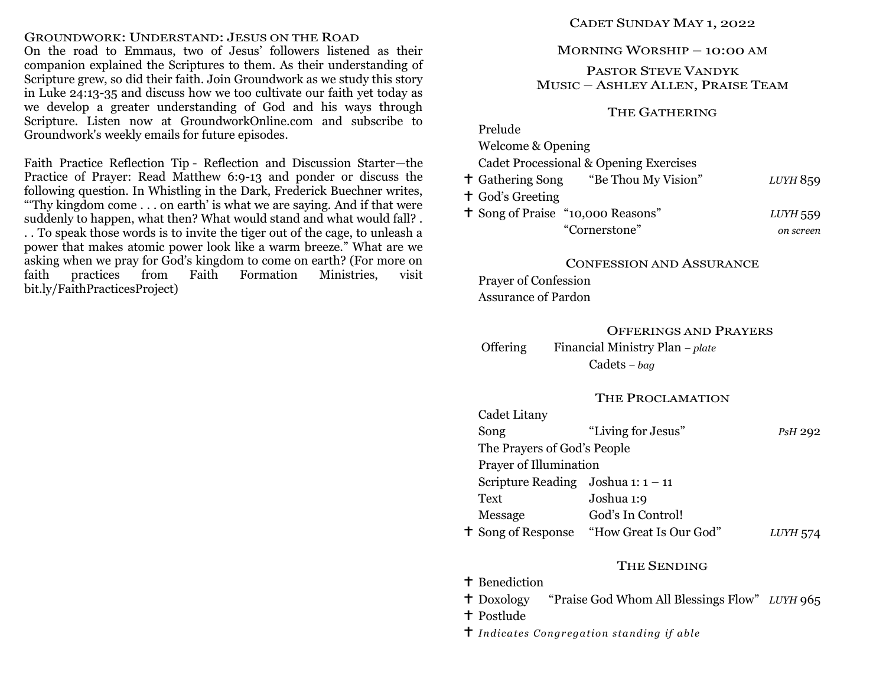## Groundwork: Understand: Jesus on the Road

On the road to Emmaus, two of Jesus' followers listened as their companion explained the Scriptures to them. As their understanding of Scripture grew, so did their faith. Join Groundwork as we study this story in Luke 24:13-35 and discuss how we too cultivate our faith yet today as we develop a greater understanding of God and his ways through Scripture. Listen now at GroundworkOnline.com and subscribe to Groundwork's weekly emails for future episodes.

Faith Practice Reflection Tip - Reflection and Discussion Starter—the Practice of Prayer: Read Matthew 6:9-13 and ponder or discuss the following question. In Whistling in the Dark, Frederick Buechner writes, "'Thy kingdom come . . . on earth' is what we are saying. And if that were suddenly to happen, what then? What would stand and what would fall? . . . To speak those words is to invite the tiger out of the cage, to unleash a power that makes atomic power look like a warm breeze." What are we asking when we pray for God's kingdom to come on earth? (For more on faith practices from Faith Formation Ministries, visit bit.ly/FaithPracticesProject)

# Cadet Sunday May 1, 2022

## Morning Worship – 10:00 am

### Pastor Steve Vandyk
### Music – Ashley Allen, Praise Team

### The Gathering

Prelude
Welcome & Opening
Cadet Processional & Opening Exercises
✝ Gathering Song "Be Thou My Vision" *LUYH* 859
✝ God's Greeting
✝ Song of Praise "10,000 Reasons" *LUYH* 559
"Cornerstone" *on screen*

### Confession and Assurance

Prayer of Confession
Assurance of Pardon

### Offerings and Prayers

Offering Financial Ministry Plan – *plate*
Cadets – *bag*

### The Proclamation

Cadet Litany
Song "Living for Jesus" *PsH* 292
The Prayers of God's People
Prayer of Illumination
Scripture Reading Joshua 1: 1 – 11
Text Joshua 1:9
Message God's In Control!
✝ Song of Response "How Great Is Our God" *LUYH* 574

### The Sending

✝ Benediction
✝ Doxology "Praise God Whom All Blessings Flow" *LUYH* 965
✝ Postlude
✝ *Indicates Congregation standing if able*